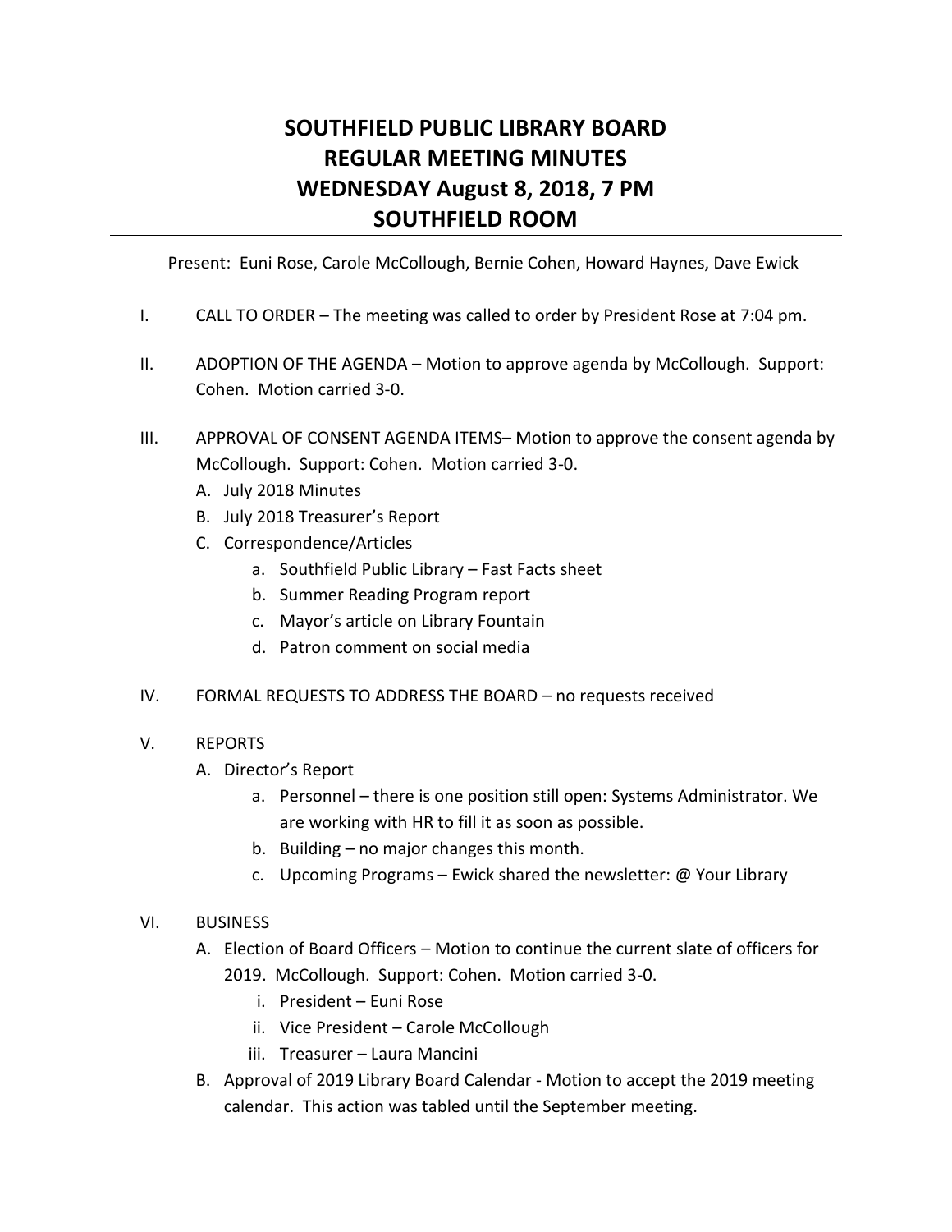# SOUTHFIELD PUBLIC LIBRARY BOARD
# REGULAR MEETING MINUTES
# WEDNESDAY August 8, 2018, 7 PM
# SOUTHFIELD ROOM

---

Present: Euni Rose, Carole McCollough, Bernie Cohen, Howard Haynes, Dave Ewick

I. CALL TO ORDER – The meeting was called to order by President Rose at 7:04 pm.

II. ADOPTION OF THE AGENDA – Motion to approve agenda by McCollough. Support: Cohen. Motion carried 3-0.

III. APPROVAL OF CONSENT AGENDA ITEMS– Motion to approve the consent agenda by McCollough. Support: Cohen. Motion carried 3-0.
   - A. July 2018 Minutes
   - B. July 2018 Treasurer's Report
   - C. Correspondence/Articles
     - a. Southfield Public Library – Fast Facts sheet
     - b. Summer Reading Program report
     - c. Mayor's article on Library Fountain
     - d. Patron comment on social media

IV. FORMAL REQUESTS TO ADDRESS THE BOARD – no requests received

V. REPORTS
   - A. Director's Report
     - a. Personnel – there is one position still open: Systems Administrator. We are working with HR to fill it as soon as possible.
     - b. Building – no major changes this month.
     - c. Upcoming Programs – Ewick shared the newsletter: @ Your Library

VI. BUSINESS
   - A. Election of Board Officers – Motion to continue the current slate of officers for 2019. McCollough. Support: Cohen. Motion carried 3-0.
     - i. President – Euni Rose
     - ii. Vice President – Carole McCollough
     - iii. Treasurer – Laura Mancini
   - B. Approval of 2019 Library Board Calendar - Motion to accept the 2019 meeting calendar. This action was tabled until the September meeting.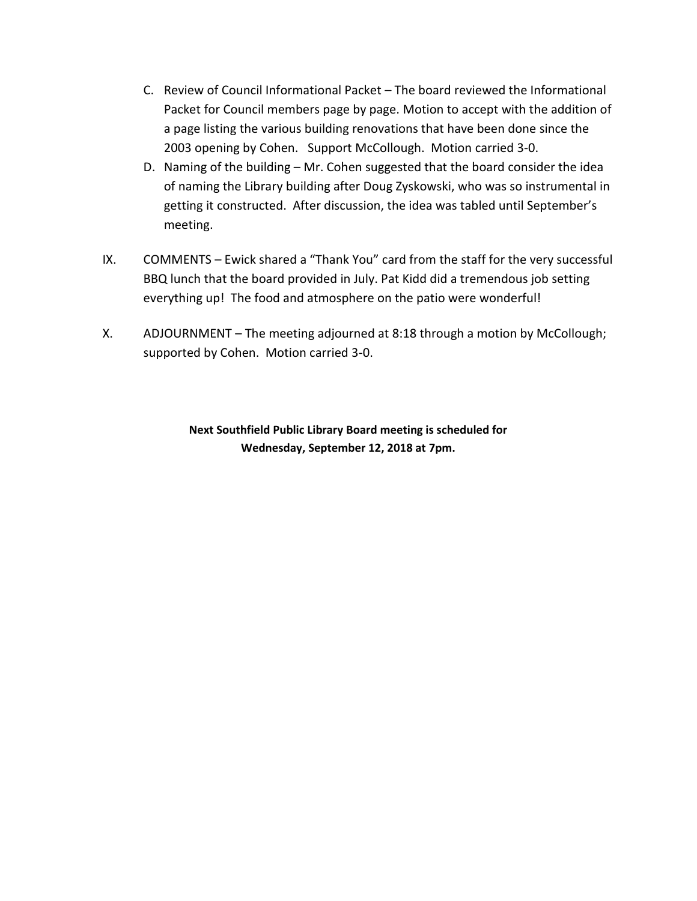C. Review of Council Informational Packet – The board reviewed the Informational Packet for Council members page by page. Motion to accept with the addition of a page listing the various building renovations that have been done since the 2003 opening by Cohen. Support McCollough. Motion carried 3-0.

D. Naming of the building – Mr. Cohen suggested that the board consider the idea of naming the Library building after Doug Zyskowski, who was so instrumental in getting it constructed. After discussion, the idea was tabled until September's meeting.

IX. COMMENTS – Ewick shared a "Thank You" card from the staff for the very successful BBQ lunch that the board provided in July. Pat Kidd did a tremendous job setting everything up! The food and atmosphere on the patio were wonderful!

X. ADJOURNMENT – The meeting adjourned at 8:18 through a motion by McCollough; supported by Cohen. Motion carried 3-0.

**Next Southfield Public Library Board meeting is scheduled for Wednesday, September 12, 2018 at 7pm.**